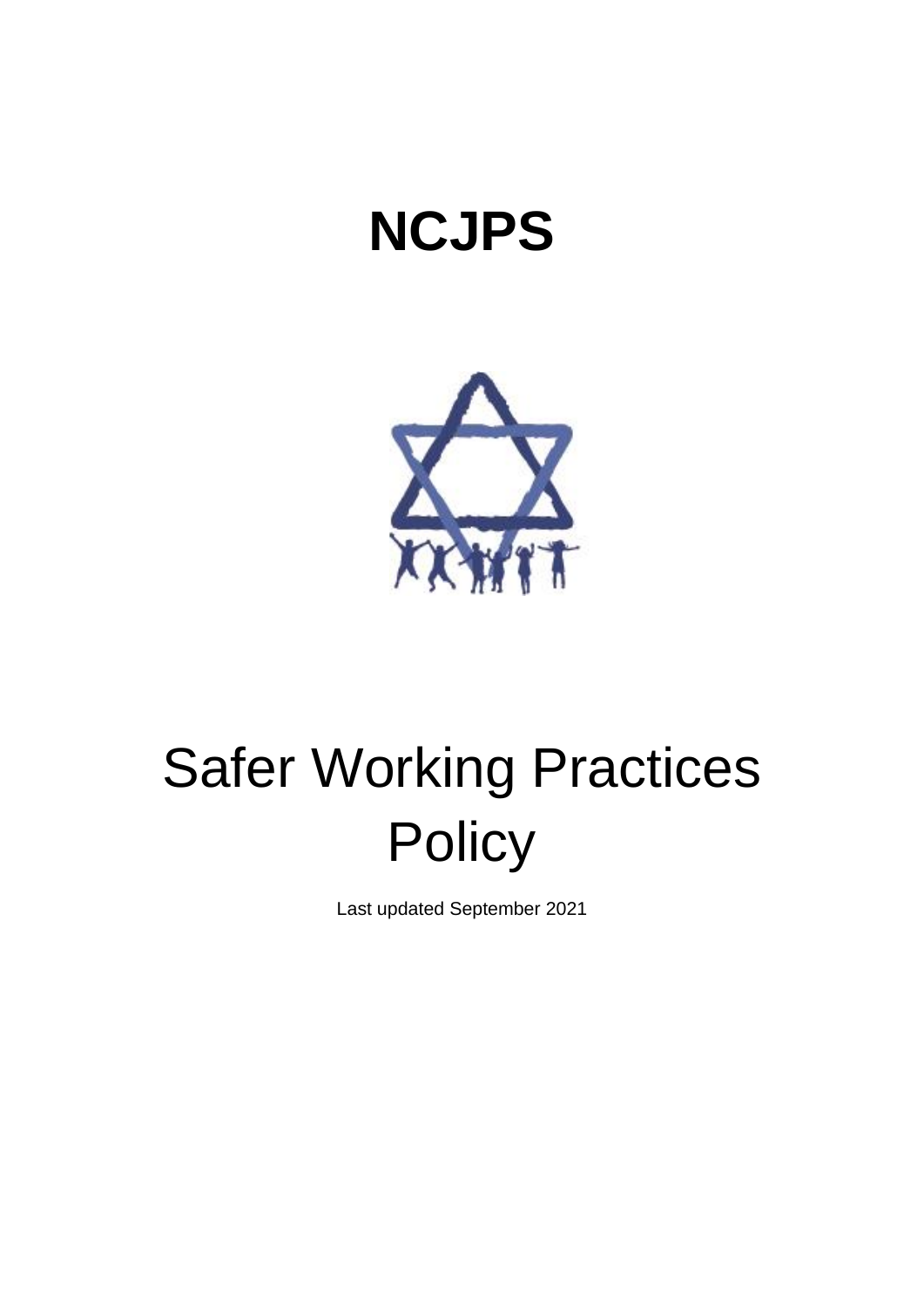# NCJPS

# Safer Working Practices Policy

Last updated September 2021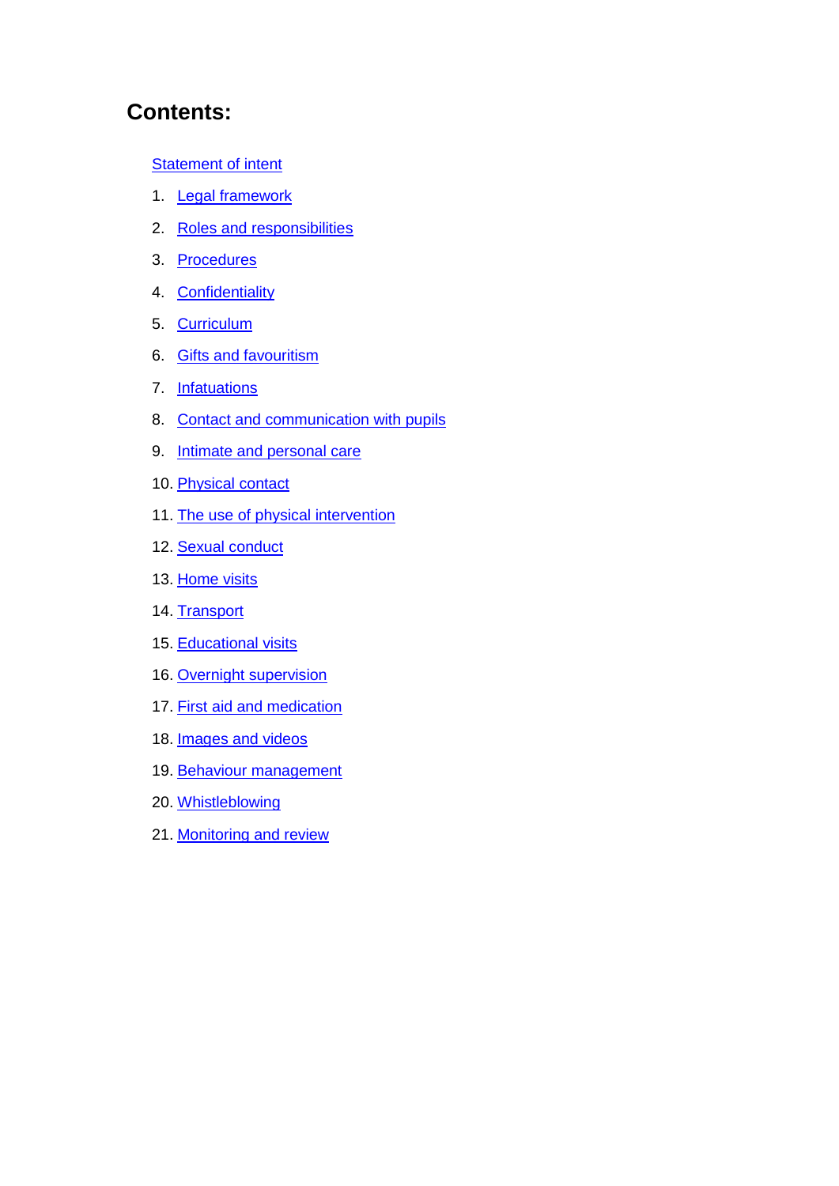# Contents:

Statement of intent

1. Legal framework
2. Roles and responsibilities
3. Procedures
4. Confidentiality
5. Curriculum
6. Gifts and favouritism
7. Infatuations
8. Contact and communication with pupils
9. Intimate and personal care
10. Physical contact
11. The use of physical intervention
12. Sexual conduct
13. Home visits
14. Transport
15. Educational visits
16. Overnight supervision
17. First aid and medication
18. Images and videos
19. Behaviour management
20. Whistleblowing
21. Monitoring and review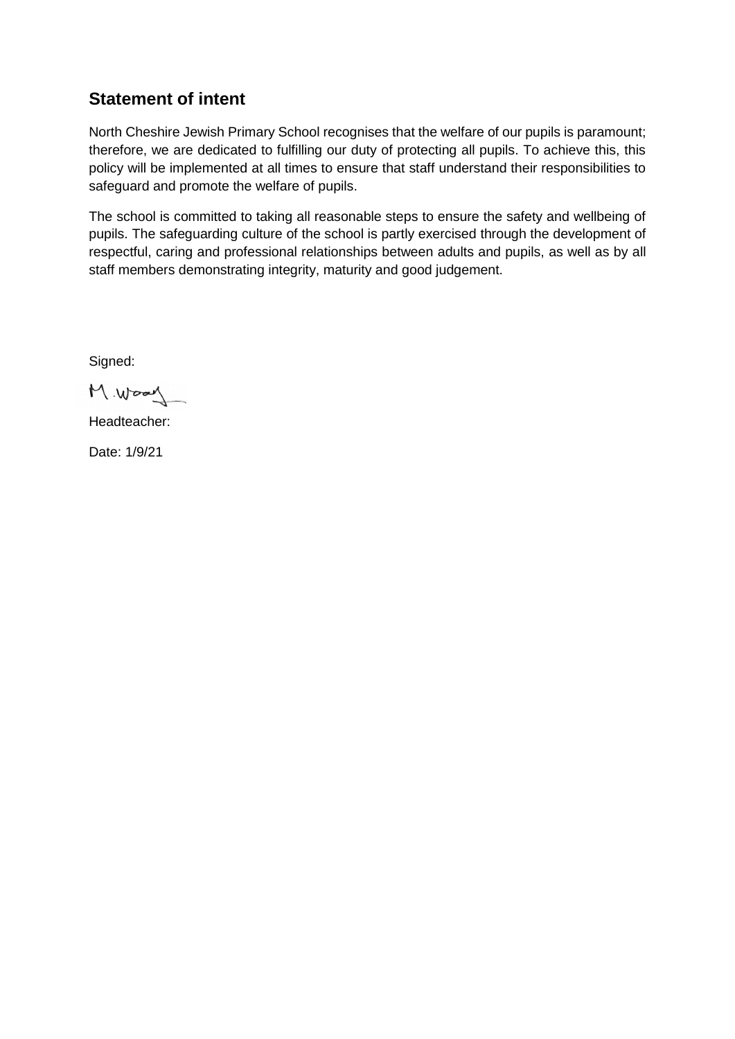## Statement of intent

North Cheshire Jewish Primary School recognises that the welfare of our pupils is paramount; therefore, we are dedicated to fulfilling our duty of protecting all pupils. To achieve this, this policy will be implemented at all times to ensure that staff understand their responsibilities to safeguard and promote the welfare of pupils.

The school is committed to taking all reasonable steps to ensure the safety and wellbeing of pupils. The safeguarding culture of the school is partly exercised through the development of respectful, caring and professional relationships between adults and pupils, as well as by all staff members demonstrating integrity, maturity and good judgement.

Signed:

M.Wood

Headteacher:

Date: 1/9/21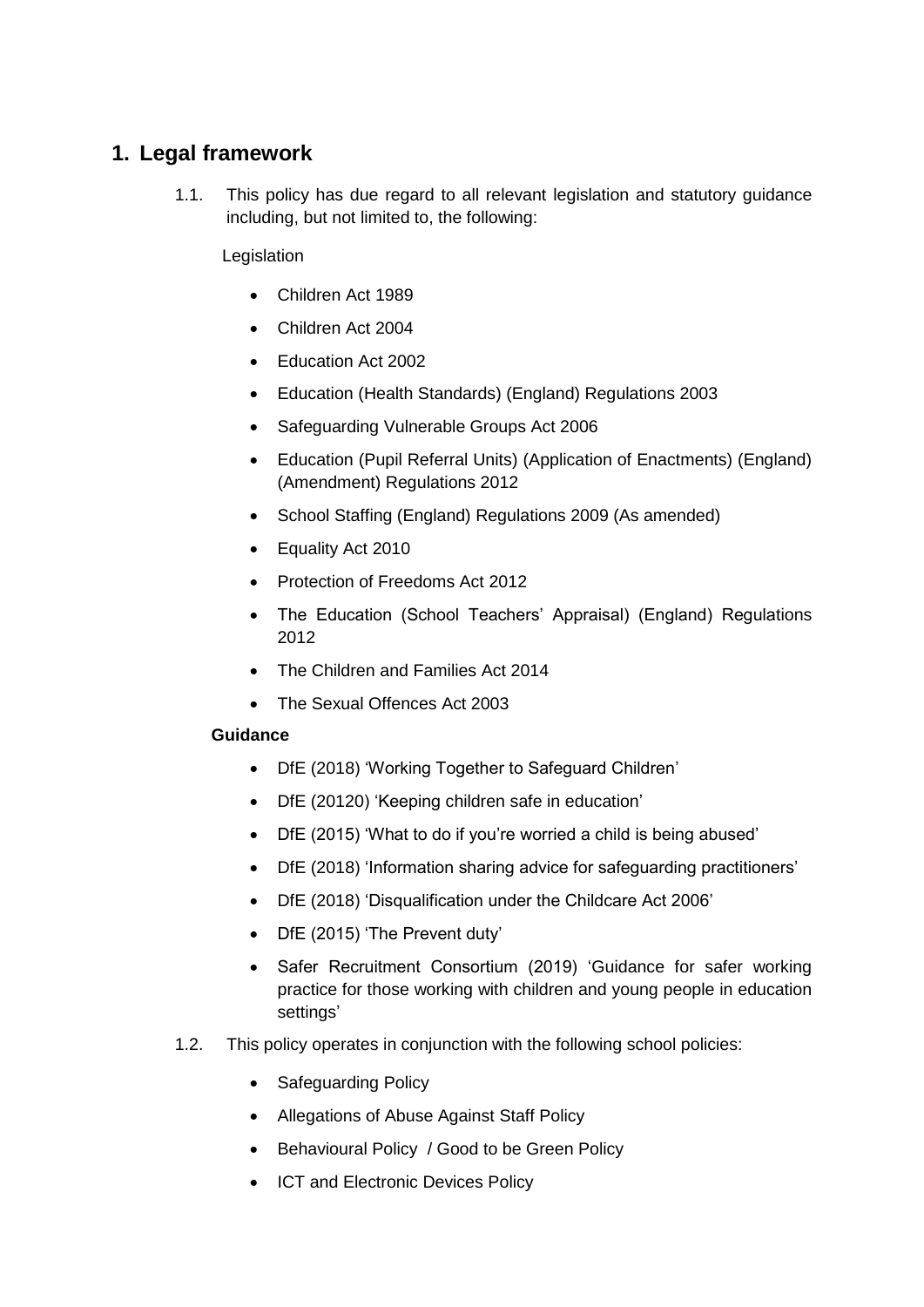## 1. Legal framework

1.1. This policy has due regard to all relevant legislation and statutory guidance including, but not limited to, the following:

Legislation

- Children Act 1989
- Children Act 2004
- Education Act 2002
- Education (Health Standards) (England) Regulations 2003
- Safeguarding Vulnerable Groups Act 2006
- Education (Pupil Referral Units) (Application of Enactments) (England) (Amendment) Regulations 2012
- School Staffing (England) Regulations 2009 (As amended)
- Equality Act 2010
- Protection of Freedoms Act 2012
- The Education (School Teachers' Appraisal) (England) Regulations 2012
- The Children and Families Act 2014
- The Sexual Offences Act 2003

**Guidance**

- DfE (2018) 'Working Together to Safeguard Children'
- DfE (20120) 'Keeping children safe in education'
- DfE (2015) 'What to do if you're worried a child is being abused'
- DfE (2018) 'Information sharing advice for safeguarding practitioners'
- DfE (2018) 'Disqualification under the Childcare Act 2006'
- DfE (2015) 'The Prevent duty'
- Safer Recruitment Consortium (2019) 'Guidance for safer working practice for those working with children and young people in education settings'

1.2. This policy operates in conjunction with the following school policies:

- Safeguarding Policy
- Allegations of Abuse Against Staff Policy
- Behavioural Policy / Good to be Green Policy
- ICT and Electronic Devices Policy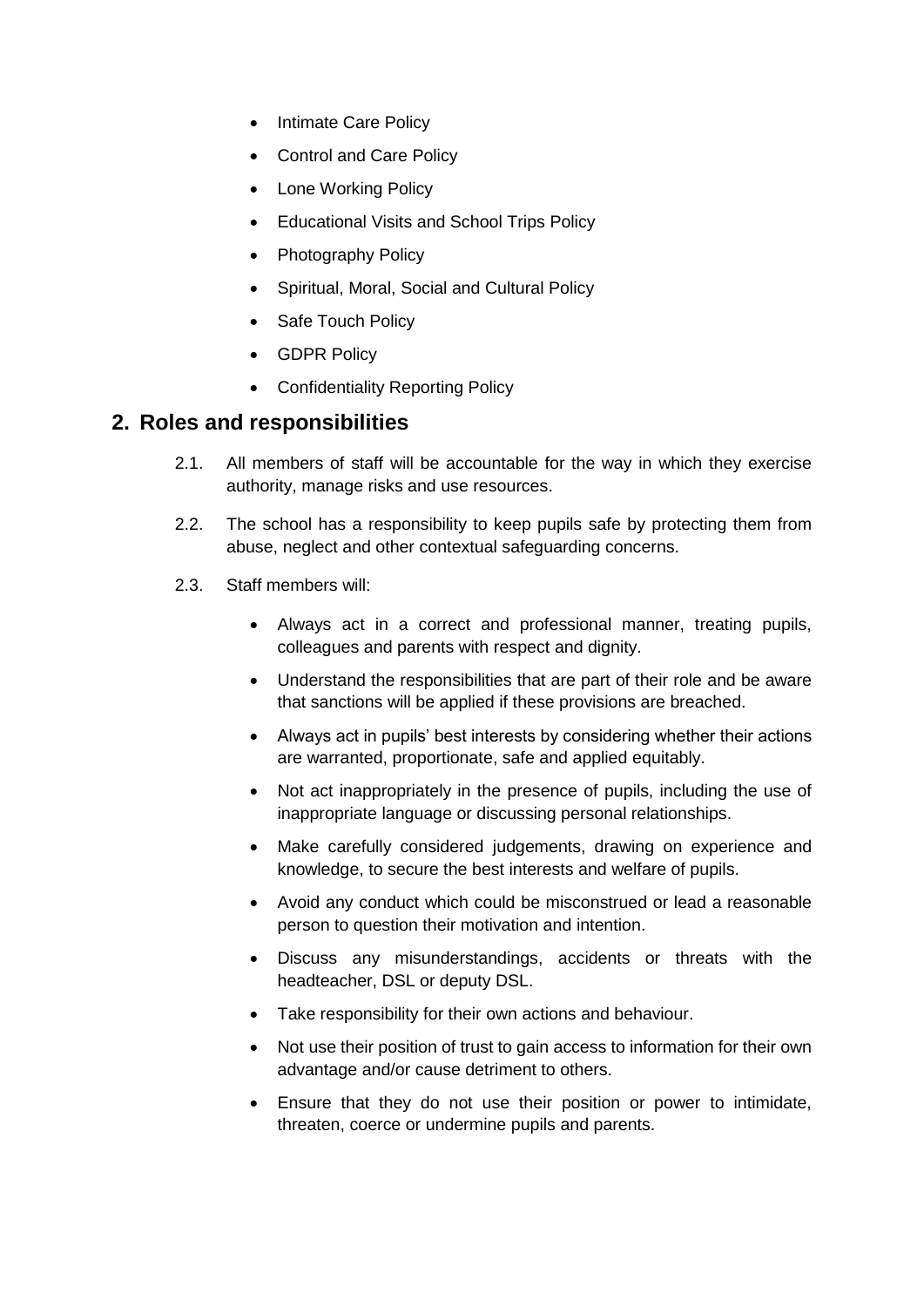- Intimate Care Policy
- Control and Care Policy
- Lone Working Policy
- Educational Visits and School Trips Policy
- Photography Policy
- Spiritual, Moral, Social and Cultural Policy
- Safe Touch Policy
- GDPR Policy
- Confidentiality Reporting Policy

## 2. Roles and responsibilities

2.1. All members of staff will be accountable for the way in which they exercise authority, manage risks and use resources.

2.2. The school has a responsibility to keep pupils safe by protecting them from abuse, neglect and other contextual safeguarding concerns.

2.3. Staff members will:

- Always act in a correct and professional manner, treating pupils, colleagues and parents with respect and dignity.
- Understand the responsibilities that are part of their role and be aware that sanctions will be applied if these provisions are breached.
- Always act in pupils' best interests by considering whether their actions are warranted, proportionate, safe and applied equitably.
- Not act inappropriately in the presence of pupils, including the use of inappropriate language or discussing personal relationships.
- Make carefully considered judgements, drawing on experience and knowledge, to secure the best interests and welfare of pupils.
- Avoid any conduct which could be misconstrued or lead a reasonable person to question their motivation and intention.
- Discuss any misunderstandings, accidents or threats with the headteacher, DSL or deputy DSL.
- Take responsibility for their own actions and behaviour.
- Not use their position of trust to gain access to information for their own advantage and/or cause detriment to others.
- Ensure that they do not use their position or power to intimidate, threaten, coerce or undermine pupils and parents.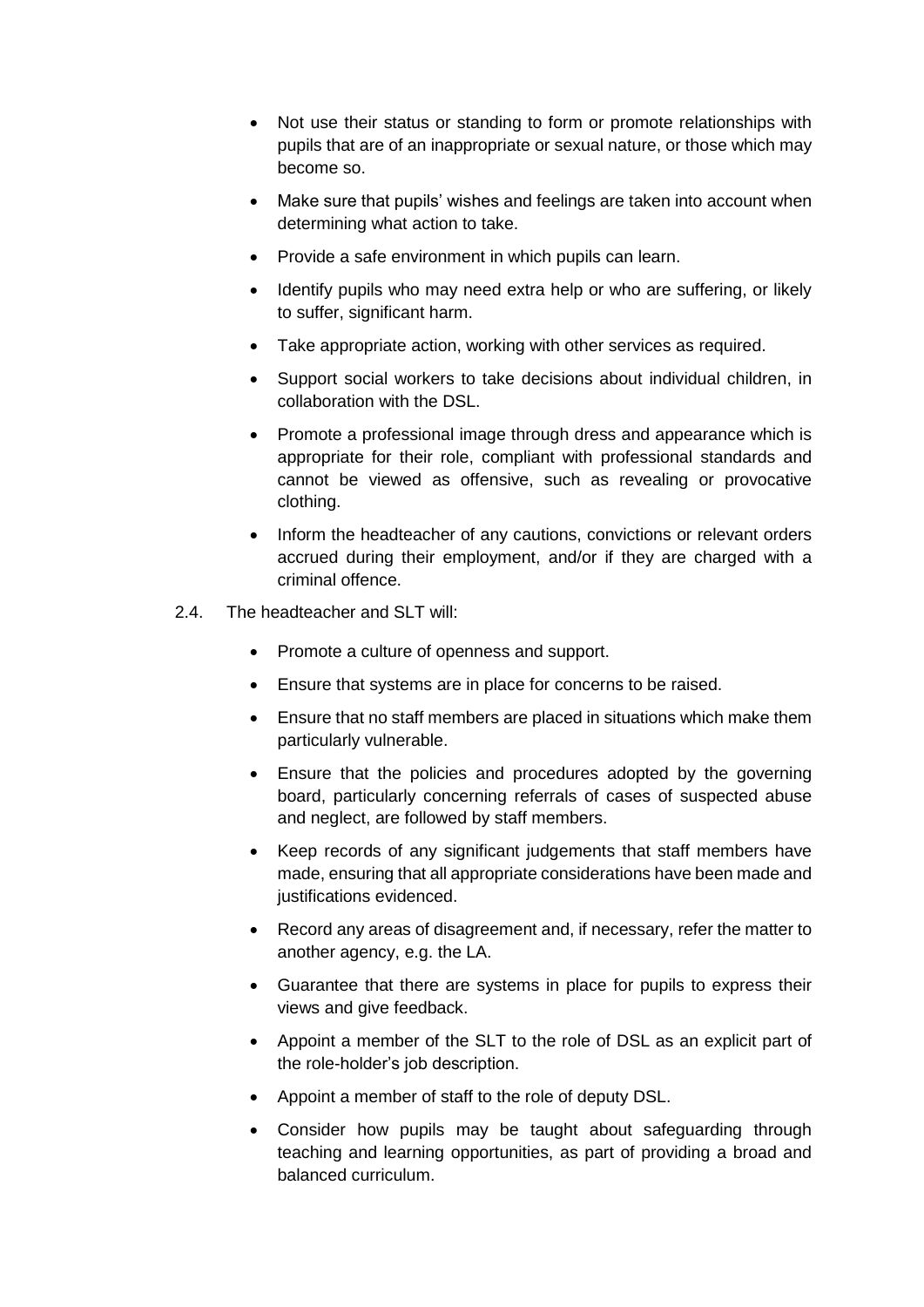- Not use their status or standing to form or promote relationships with pupils that are of an inappropriate or sexual nature, or those which may become so.
- Make sure that pupils' wishes and feelings are taken into account when determining what action to take.
- Provide a safe environment in which pupils can learn.
- Identify pupils who may need extra help or who are suffering, or likely to suffer, significant harm.
- Take appropriate action, working with other services as required.
- Support social workers to take decisions about individual children, in collaboration with the DSL.
- Promote a professional image through dress and appearance which is appropriate for their role, compliant with professional standards and cannot be viewed as offensive, such as revealing or provocative clothing.
- Inform the headteacher of any cautions, convictions or relevant orders accrued during their employment, and/or if they are charged with a criminal offence.

2.4. The headteacher and SLT will:

- Promote a culture of openness and support.
- Ensure that systems are in place for concerns to be raised.
- Ensure that no staff members are placed in situations which make them particularly vulnerable.
- Ensure that the policies and procedures adopted by the governing board, particularly concerning referrals of cases of suspected abuse and neglect, are followed by staff members.
- Keep records of any significant judgements that staff members have made, ensuring that all appropriate considerations have been made and justifications evidenced.
- Record any areas of disagreement and, if necessary, refer the matter to another agency, e.g. the LA.
- Guarantee that there are systems in place for pupils to express their views and give feedback.
- Appoint a member of the SLT to the role of DSL as an explicit part of the role-holder's job description.
- Appoint a member of staff to the role of deputy DSL.
- Consider how pupils may be taught about safeguarding through teaching and learning opportunities, as part of providing a broad and balanced curriculum.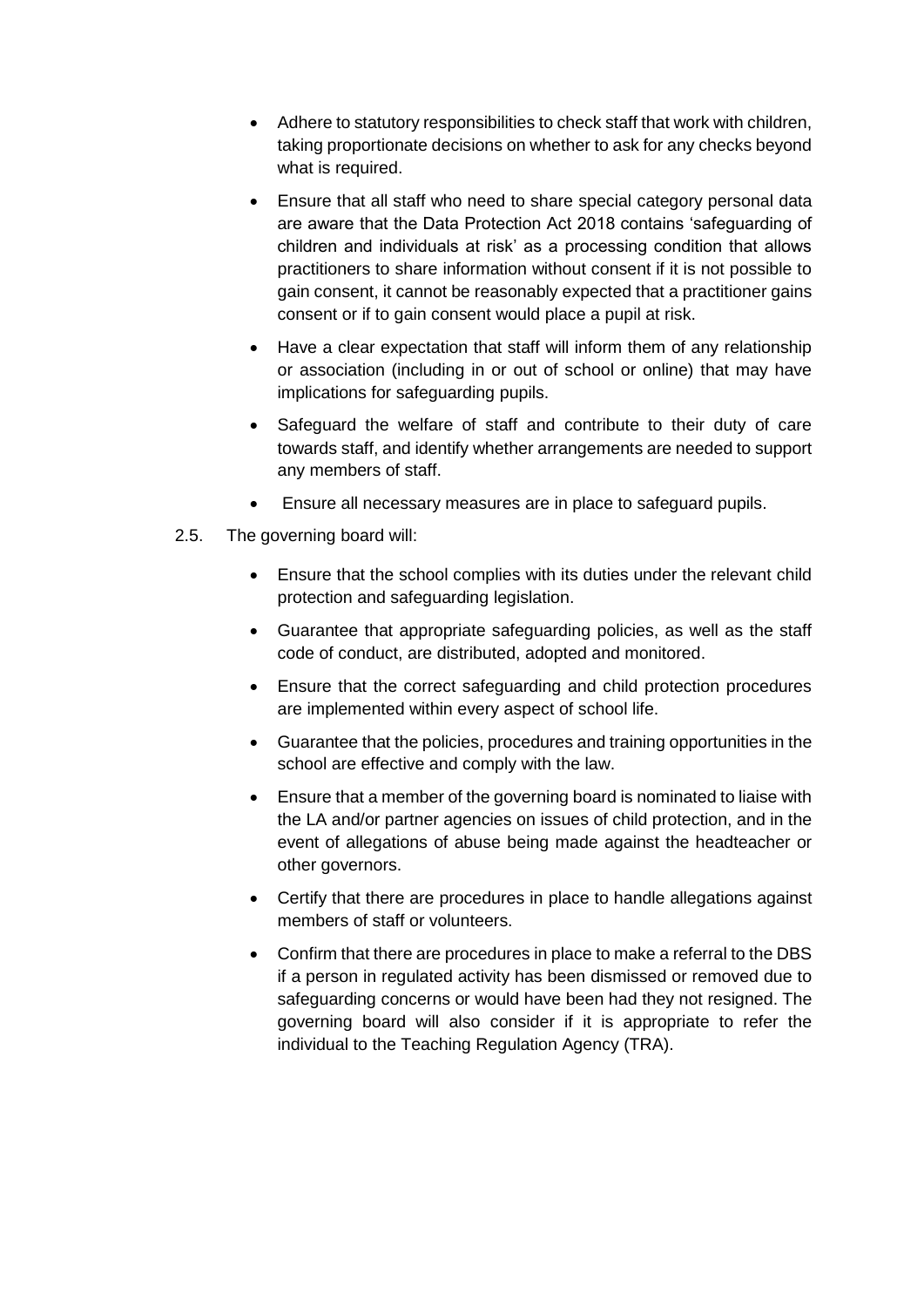- Adhere to statutory responsibilities to check staff that work with children, taking proportionate decisions on whether to ask for any checks beyond what is required.
- Ensure that all staff who need to share special category personal data are aware that the Data Protection Act 2018 contains 'safeguarding of children and individuals at risk' as a processing condition that allows practitioners to share information without consent if it is not possible to gain consent, it cannot be reasonably expected that a practitioner gains consent or if to gain consent would place a pupil at risk.
- Have a clear expectation that staff will inform them of any relationship or association (including in or out of school or online) that may have implications for safeguarding pupils.
- Safeguard the welfare of staff and contribute to their duty of care towards staff, and identify whether arrangements are needed to support any members of staff.
- Ensure all necessary measures are in place to safeguard pupils.

2.5. The governing board will:

- Ensure that the school complies with its duties under the relevant child protection and safeguarding legislation.
- Guarantee that appropriate safeguarding policies, as well as the staff code of conduct, are distributed, adopted and monitored.
- Ensure that the correct safeguarding and child protection procedures are implemented within every aspect of school life.
- Guarantee that the policies, procedures and training opportunities in the school are effective and comply with the law.
- Ensure that a member of the governing board is nominated to liaise with the LA and/or partner agencies on issues of child protection, and in the event of allegations of abuse being made against the headteacher or other governors.
- Certify that there are procedures in place to handle allegations against members of staff or volunteers.
- Confirm that there are procedures in place to make a referral to the DBS if a person in regulated activity has been dismissed or removed due to safeguarding concerns or would have been had they not resigned. The governing board will also consider if it is appropriate to refer the individual to the Teaching Regulation Agency (TRA).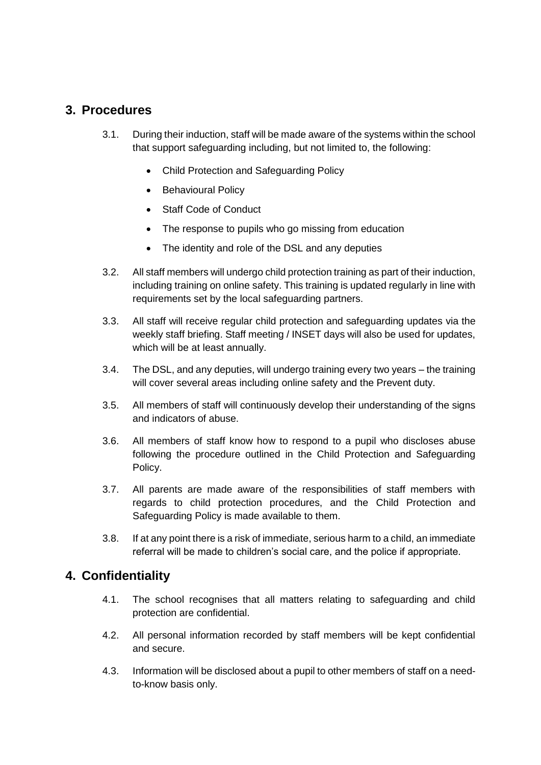## 3. Procedures

3.1. During their induction, staff will be made aware of the systems within the school that support safeguarding including, but not limited to, the following:

- Child Protection and Safeguarding Policy
- Behavioural Policy
- Staff Code of Conduct
- The response to pupils who go missing from education
- The identity and role of the DSL and any deputies

3.2. All staff members will undergo child protection training as part of their induction, including training on online safety. This training is updated regularly in line with requirements set by the local safeguarding partners.

3.3. All staff will receive regular child protection and safeguarding updates via the weekly staff briefing. Staff meeting / INSET days will also be used for updates, which will be at least annually.

3.4. The DSL, and any deputies, will undergo training every two years – the training will cover several areas including online safety and the Prevent duty.

3.5. All members of staff will continuously develop their understanding of the signs and indicators of abuse.

3.6. All members of staff know how to respond to a pupil who discloses abuse following the procedure outlined in the Child Protection and Safeguarding Policy.

3.7. All parents are made aware of the responsibilities of staff members with regards to child protection procedures, and the Child Protection and Safeguarding Policy is made available to them.

3.8. If at any point there is a risk of immediate, serious harm to a child, an immediate referral will be made to children's social care, and the police if appropriate.

## 4. Confidentiality

4.1. The school recognises that all matters relating to safeguarding and child protection are confidential.

4.2. All personal information recorded by staff members will be kept confidential and secure.

4.3. Information will be disclosed about a pupil to other members of staff on a need-to-know basis only.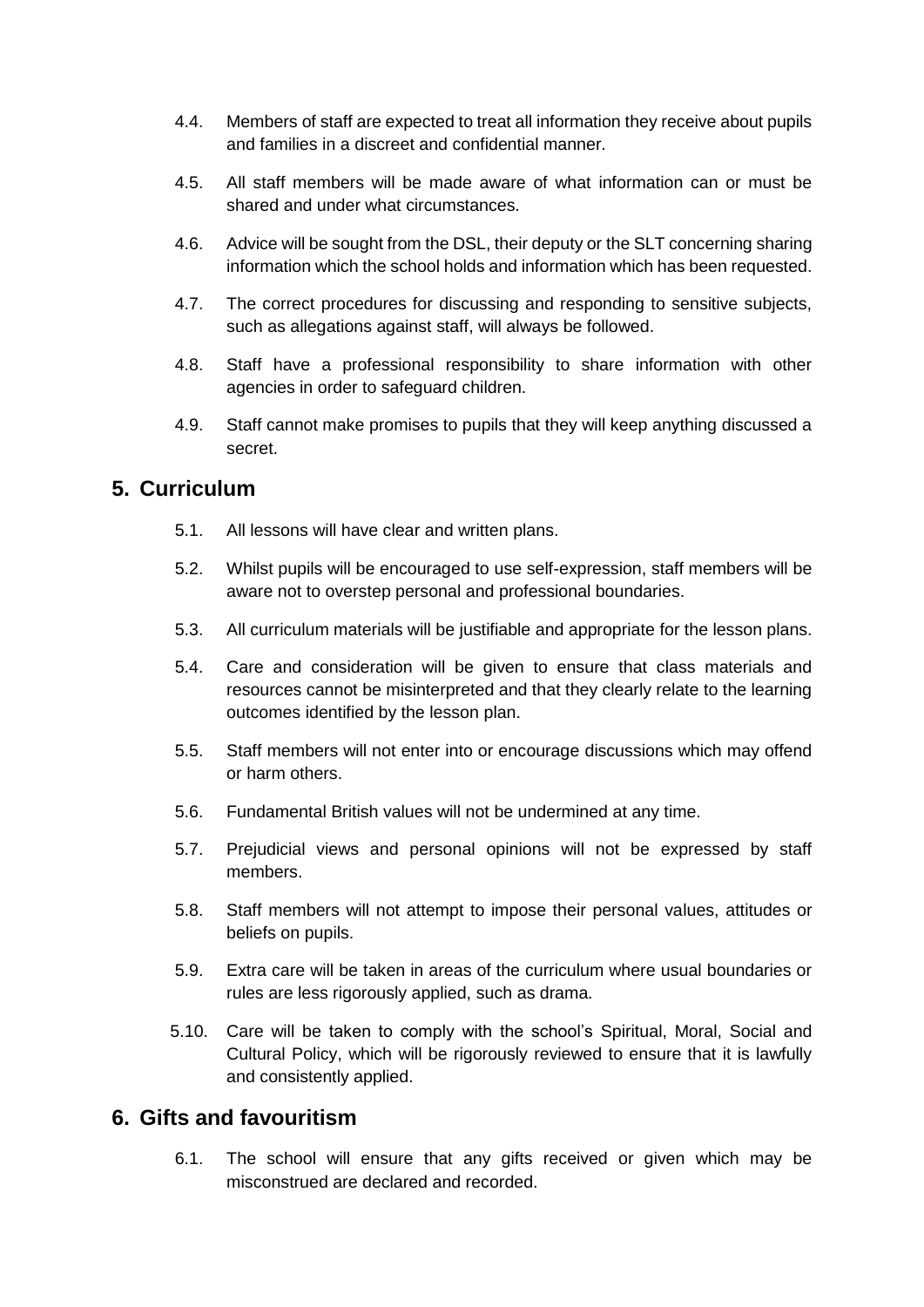4.4. Members of staff are expected to treat all information they receive about pupils and families in a discreet and confidential manner.

4.5. All staff members will be made aware of what information can or must be shared and under what circumstances.

4.6. Advice will be sought from the DSL, their deputy or the SLT concerning sharing information which the school holds and information which has been requested.

4.7. The correct procedures for discussing and responding to sensitive subjects, such as allegations against staff, will always be followed.

4.8. Staff have a professional responsibility to share information with other agencies in order to safeguard children.

4.9. Staff cannot make promises to pupils that they will keep anything discussed a secret.

## 5. Curriculum

5.1. All lessons will have clear and written plans.

5.2. Whilst pupils will be encouraged to use self-expression, staff members will be aware not to overstep personal and professional boundaries.

5.3. All curriculum materials will be justifiable and appropriate for the lesson plans.

5.4. Care and consideration will be given to ensure that class materials and resources cannot be misinterpreted and that they clearly relate to the learning outcomes identified by the lesson plan.

5.5. Staff members will not enter into or encourage discussions which may offend or harm others.

5.6. Fundamental British values will not be undermined at any time.

5.7. Prejudicial views and personal opinions will not be expressed by staff members.

5.8. Staff members will not attempt to impose their personal values, attitudes or beliefs on pupils.

5.9. Extra care will be taken in areas of the curriculum where usual boundaries or rules are less rigorously applied, such as drama.

5.10. Care will be taken to comply with the school's Spiritual, Moral, Social and Cultural Policy, which will be rigorously reviewed to ensure that it is lawfully and consistently applied.

## 6. Gifts and favouritism

6.1. The school will ensure that any gifts received or given which may be misconstrued are declared and recorded.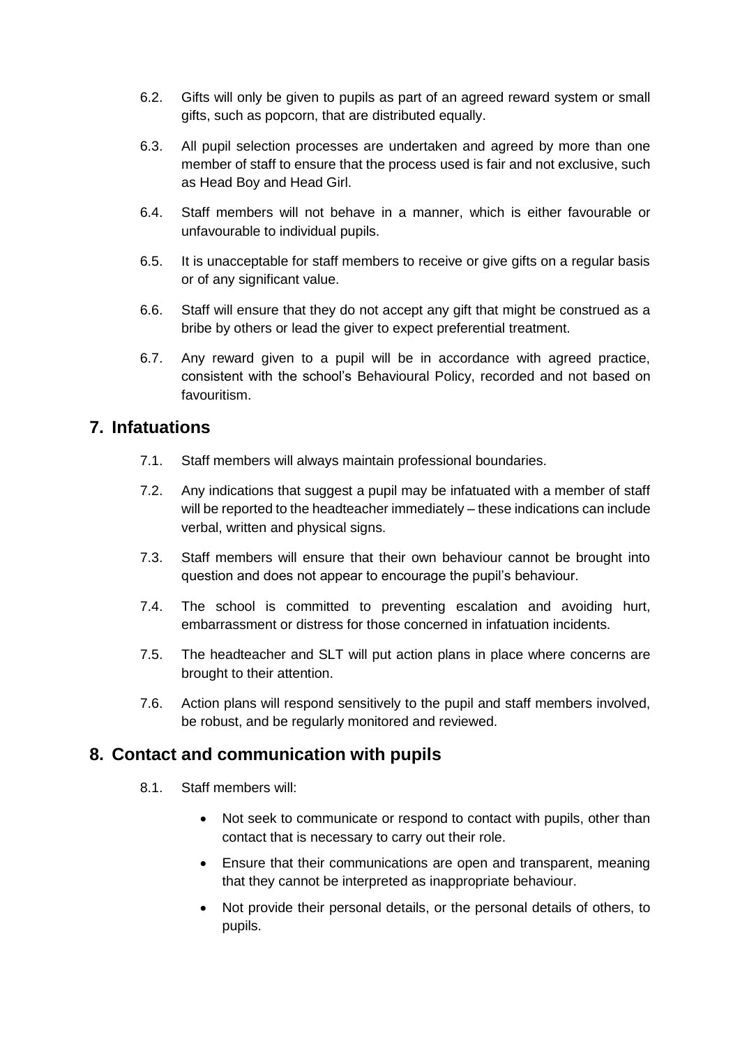6.2. Gifts will only be given to pupils as part of an agreed reward system or small gifts, such as popcorn, that are distributed equally.

6.3. All pupil selection processes are undertaken and agreed by more than one member of staff to ensure that the process used is fair and not exclusive, such as Head Boy and Head Girl.

6.4. Staff members will not behave in a manner, which is either favourable or unfavourable to individual pupils.

6.5. It is unacceptable for staff members to receive or give gifts on a regular basis or of any significant value.

6.6. Staff will ensure that they do not accept any gift that might be construed as a bribe by others or lead the giver to expect preferential treatment.

6.7. Any reward given to a pupil will be in accordance with agreed practice, consistent with the school's Behavioural Policy, recorded and not based on favouritism.

## 7. Infatuations

7.1. Staff members will always maintain professional boundaries.

7.2. Any indications that suggest a pupil may be infatuated with a member of staff will be reported to the headteacher immediately – these indications can include verbal, written and physical signs.

7.3. Staff members will ensure that their own behaviour cannot be brought into question and does not appear to encourage the pupil's behaviour.

7.4. The school is committed to preventing escalation and avoiding hurt, embarrassment or distress for those concerned in infatuation incidents.

7.5. The headteacher and SLT will put action plans in place where concerns are brought to their attention.

7.6. Action plans will respond sensitively to the pupil and staff members involved, be robust, and be regularly monitored and reviewed.

## 8. Contact and communication with pupils

8.1. Staff members will:

- Not seek to communicate or respond to contact with pupils, other than contact that is necessary to carry out their role.
- Ensure that their communications are open and transparent, meaning that they cannot be interpreted as inappropriate behaviour.
- Not provide their personal details, or the personal details of others, to pupils.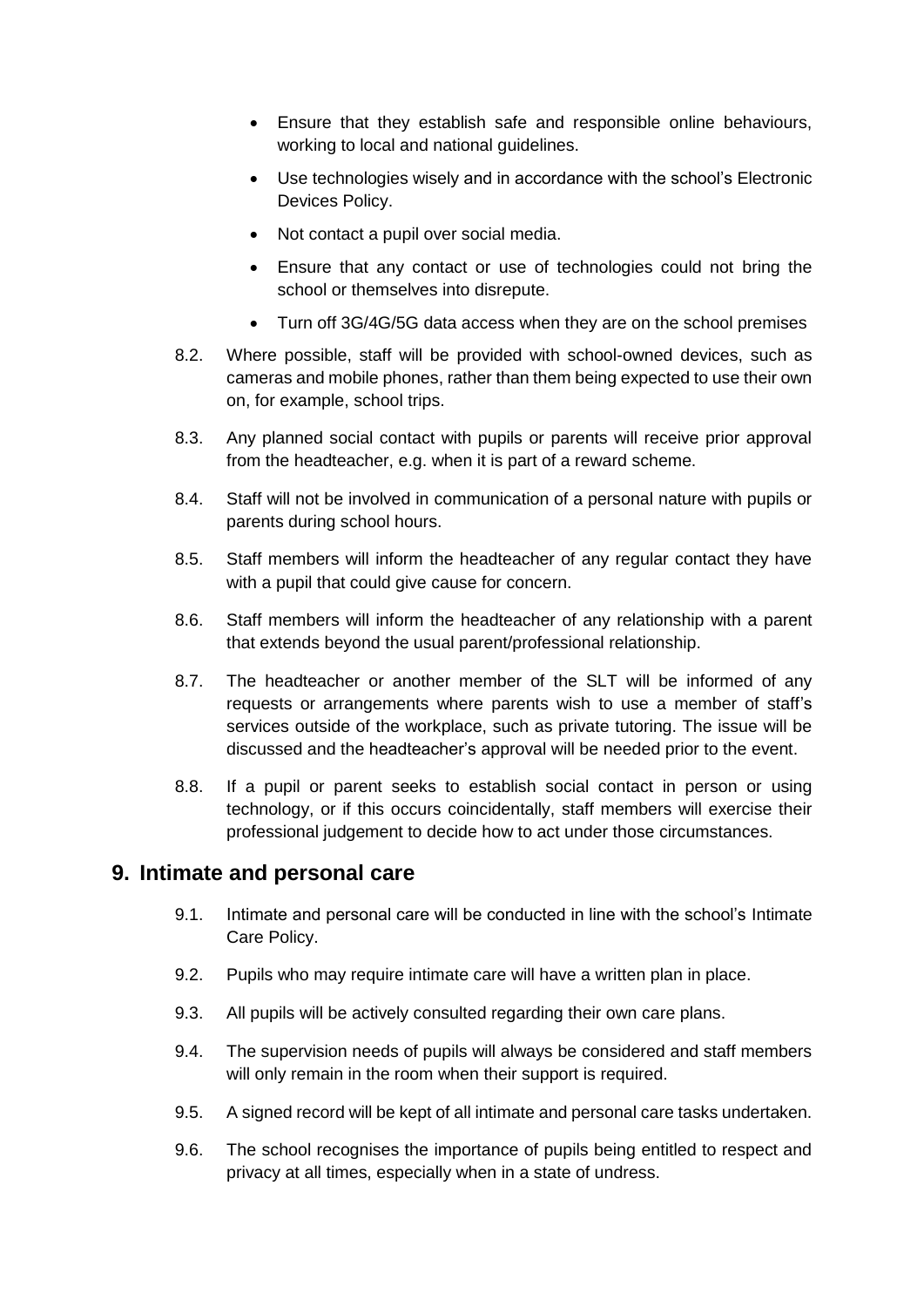- Ensure that they establish safe and responsible online behaviours, working to local and national guidelines.
- Use technologies wisely and in accordance with the school's Electronic Devices Policy.
- Not contact a pupil over social media.
- Ensure that any contact or use of technologies could not bring the school or themselves into disrepute.
- Turn off 3G/4G/5G data access when they are on the school premises

8.2. Where possible, staff will be provided with school-owned devices, such as cameras and mobile phones, rather than them being expected to use their own on, for example, school trips.

8.3. Any planned social contact with pupils or parents will receive prior approval from the headteacher, e.g. when it is part of a reward scheme.

8.4. Staff will not be involved in communication of a personal nature with pupils or parents during school hours.

8.5. Staff members will inform the headteacher of any regular contact they have with a pupil that could give cause for concern.

8.6. Staff members will inform the headteacher of any relationship with a parent that extends beyond the usual parent/professional relationship.

8.7. The headteacher or another member of the SLT will be informed of any requests or arrangements where parents wish to use a member of staff's services outside of the workplace, such as private tutoring. The issue will be discussed and the headteacher's approval will be needed prior to the event.

8.8. If a pupil or parent seeks to establish social contact in person or using technology, or if this occurs coincidentally, staff members will exercise their professional judgement to decide how to act under those circumstances.

## 9. Intimate and personal care

9.1. Intimate and personal care will be conducted in line with the school's Intimate Care Policy.

9.2. Pupils who may require intimate care will have a written plan in place.

9.3. All pupils will be actively consulted regarding their own care plans.

9.4. The supervision needs of pupils will always be considered and staff members will only remain in the room when their support is required.

9.5. A signed record will be kept of all intimate and personal care tasks undertaken.

9.6. The school recognises the importance of pupils being entitled to respect and privacy at all times, especially when in a state of undress.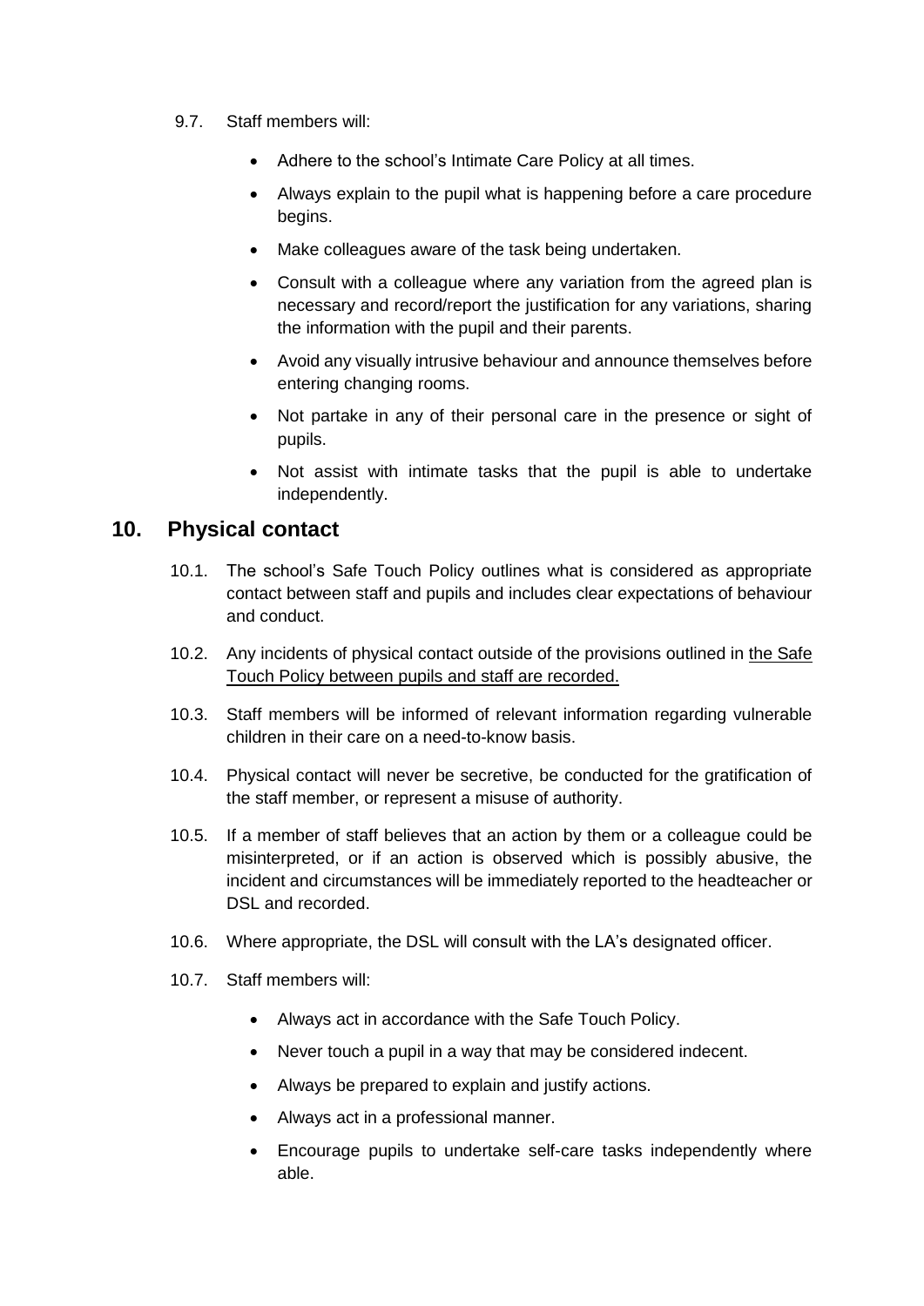9.7. Staff members will:

- Adhere to the school's Intimate Care Policy at all times.
- Always explain to the pupil what is happening before a care procedure begins.
- Make colleagues aware of the task being undertaken.
- Consult with a colleague where any variation from the agreed plan is necessary and record/report the justification for any variations, sharing the information with the pupil and their parents.
- Avoid any visually intrusive behaviour and announce themselves before entering changing rooms.
- Not partake in any of their personal care in the presence or sight of pupils.
- Not assist with intimate tasks that the pupil is able to undertake independently.

## 10. Physical contact

10.1. The school's Safe Touch Policy outlines what is considered as appropriate contact between staff and pupils and includes clear expectations of behaviour and conduct.

10.2. Any incidents of physical contact outside of the provisions outlined in the Safe Touch Policy between pupils and staff are recorded.

10.3. Staff members will be informed of relevant information regarding vulnerable children in their care on a need-to-know basis.

10.4. Physical contact will never be secretive, be conducted for the gratification of the staff member, or represent a misuse of authority.

10.5. If a member of staff believes that an action by them or a colleague could be misinterpreted, or if an action is observed which is possibly abusive, the incident and circumstances will be immediately reported to the headteacher or DSL and recorded.

10.6. Where appropriate, the DSL will consult with the LA's designated officer.

10.7. Staff members will:

- Always act in accordance with the Safe Touch Policy.
- Never touch a pupil in a way that may be considered indecent.
- Always be prepared to explain and justify actions.
- Always act in a professional manner.
- Encourage pupils to undertake self-care tasks independently where able.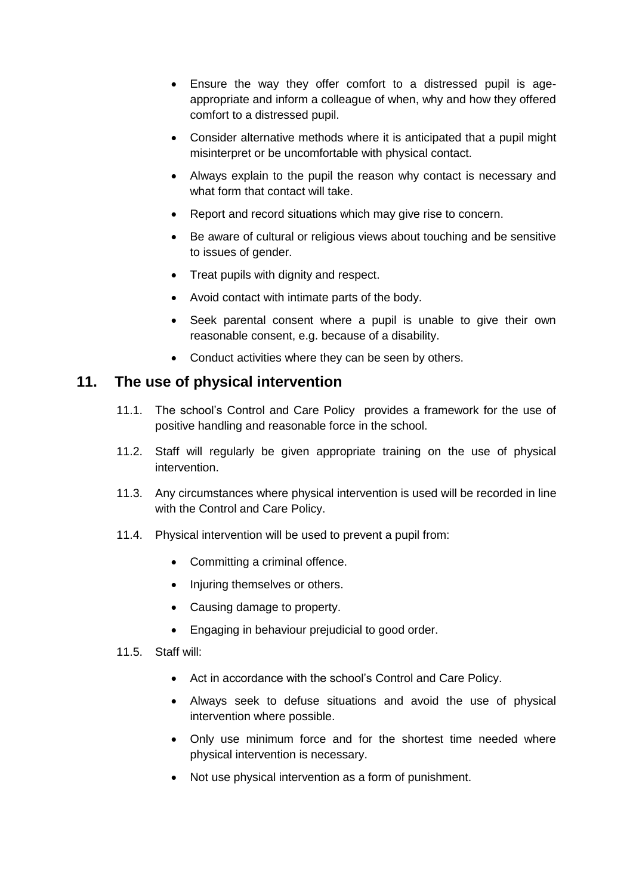- Ensure the way they offer comfort to a distressed pupil is age-appropriate and inform a colleague of when, why and how they offered comfort to a distressed pupil.
- Consider alternative methods where it is anticipated that a pupil might misinterpret or be uncomfortable with physical contact.
- Always explain to the pupil the reason why contact is necessary and what form that contact will take.
- Report and record situations which may give rise to concern.
- Be aware of cultural or religious views about touching and be sensitive to issues of gender.
- Treat pupils with dignity and respect.
- Avoid contact with intimate parts of the body.
- Seek parental consent where a pupil is unable to give their own reasonable consent, e.g. because of a disability.
- Conduct activities where they can be seen by others.

## 11. The use of physical intervention

11.1. The school's Control and Care Policy provides a framework for the use of positive handling and reasonable force in the school.

11.2. Staff will regularly be given appropriate training on the use of physical intervention.

11.3. Any circumstances where physical intervention is used will be recorded in line with the Control and Care Policy.

11.4. Physical intervention will be used to prevent a pupil from:

- Committing a criminal offence.
- Injuring themselves or others.
- Causing damage to property.
- Engaging in behaviour prejudicial to good order.

11.5. Staff will:

- Act in accordance with the school's Control and Care Policy.
- Always seek to defuse situations and avoid the use of physical intervention where possible.
- Only use minimum force and for the shortest time needed where physical intervention is necessary.
- Not use physical intervention as a form of punishment.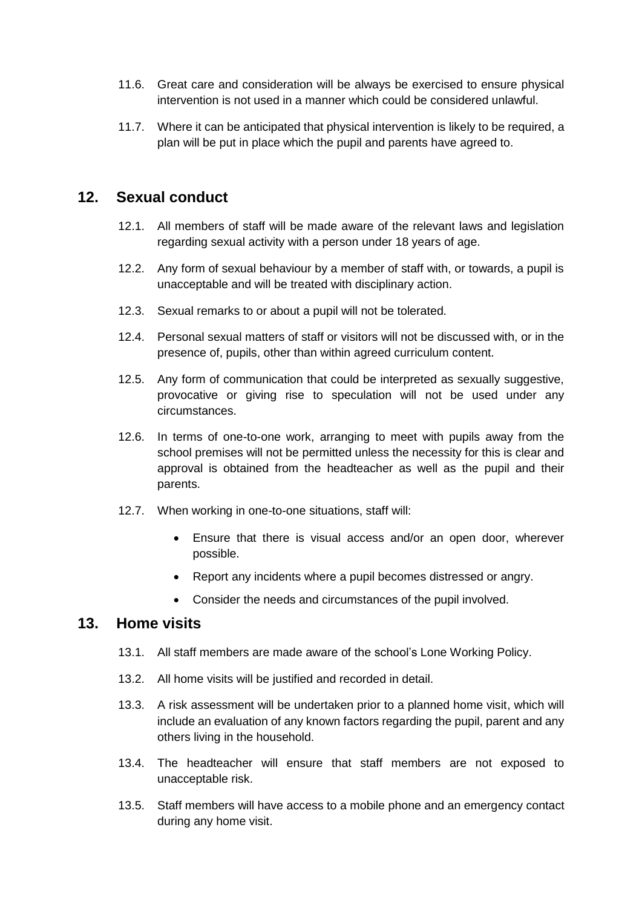11.6. Great care and consideration will be always be exercised to ensure physical intervention is not used in a manner which could be considered unlawful.

11.7. Where it can be anticipated that physical intervention is likely to be required, a plan will be put in place which the pupil and parents have agreed to.

## 12. Sexual conduct

12.1. All members of staff will be made aware of the relevant laws and legislation regarding sexual activity with a person under 18 years of age.

12.2. Any form of sexual behaviour by a member of staff with, or towards, a pupil is unacceptable and will be treated with disciplinary action.

12.3. Sexual remarks to or about a pupil will not be tolerated.

12.4. Personal sexual matters of staff or visitors will not be discussed with, or in the presence of, pupils, other than within agreed curriculum content.

12.5. Any form of communication that could be interpreted as sexually suggestive, provocative or giving rise to speculation will not be used under any circumstances.

12.6. In terms of one-to-one work, arranging to meet with pupils away from the school premises will not be permitted unless the necessity for this is clear and approval is obtained from the headteacher as well as the pupil and their parents.

12.7. When working in one-to-one situations, staff will:

- Ensure that there is visual access and/or an open door, wherever possible.
- Report any incidents where a pupil becomes distressed or angry.
- Consider the needs and circumstances of the pupil involved.

## 13. Home visits

13.1. All staff members are made aware of the school's Lone Working Policy.

13.2. All home visits will be justified and recorded in detail.

13.3. A risk assessment will be undertaken prior to a planned home visit, which will include an evaluation of any known factors regarding the pupil, parent and any others living in the household.

13.4. The headteacher will ensure that staff members are not exposed to unacceptable risk.

13.5. Staff members will have access to a mobile phone and an emergency contact during any home visit.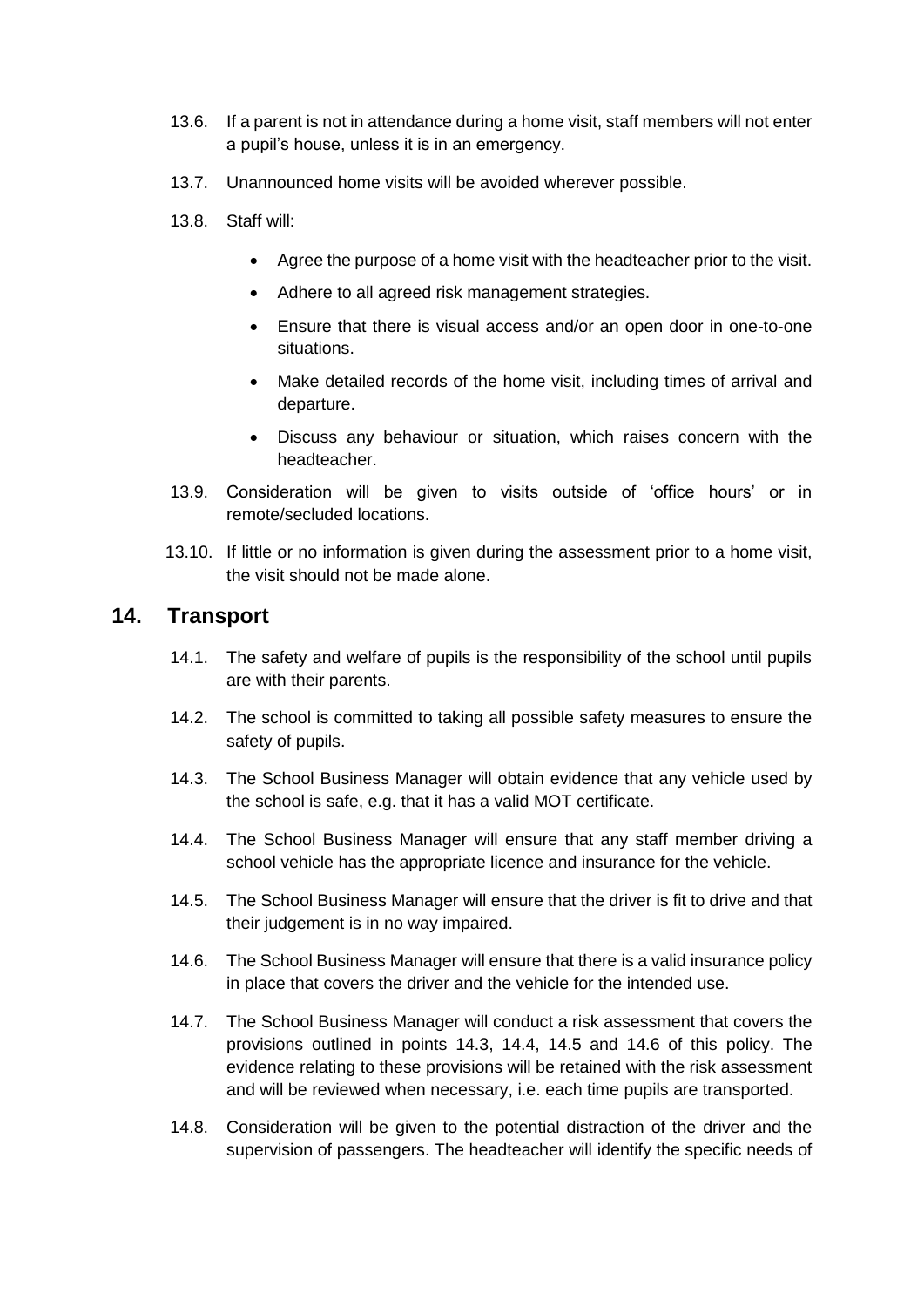13.6. If a parent is not in attendance during a home visit, staff members will not enter a pupil's house, unless it is in an emergency.

13.7. Unannounced home visits will be avoided wherever possible.

13.8. Staff will:

- Agree the purpose of a home visit with the headteacher prior to the visit.
- Adhere to all agreed risk management strategies.
- Ensure that there is visual access and/or an open door in one-to-one situations.
- Make detailed records of the home visit, including times of arrival and departure.
- Discuss any behaviour or situation, which raises concern with the headteacher.

13.9. Consideration will be given to visits outside of 'office hours' or in remote/secluded locations.

13.10. If little or no information is given during the assessment prior to a home visit, the visit should not be made alone.

## 14. Transport

14.1. The safety and welfare of pupils is the responsibility of the school until pupils are with their parents.

14.2. The school is committed to taking all possible safety measures to ensure the safety of pupils.

14.3. The School Business Manager will obtain evidence that any vehicle used by the school is safe, e.g. that it has a valid MOT certificate.

14.4. The School Business Manager will ensure that any staff member driving a school vehicle has the appropriate licence and insurance for the vehicle.

14.5. The School Business Manager will ensure that the driver is fit to drive and that their judgement is in no way impaired.

14.6. The School Business Manager will ensure that there is a valid insurance policy in place that covers the driver and the vehicle for the intended use.

14.7. The School Business Manager will conduct a risk assessment that covers the provisions outlined in points 14.3, 14.4, 14.5 and 14.6 of this policy. The evidence relating to these provisions will be retained with the risk assessment and will be reviewed when necessary, i.e. each time pupils are transported.

14.8. Consideration will be given to the potential distraction of the driver and the supervision of passengers. The headteacher will identify the specific needs of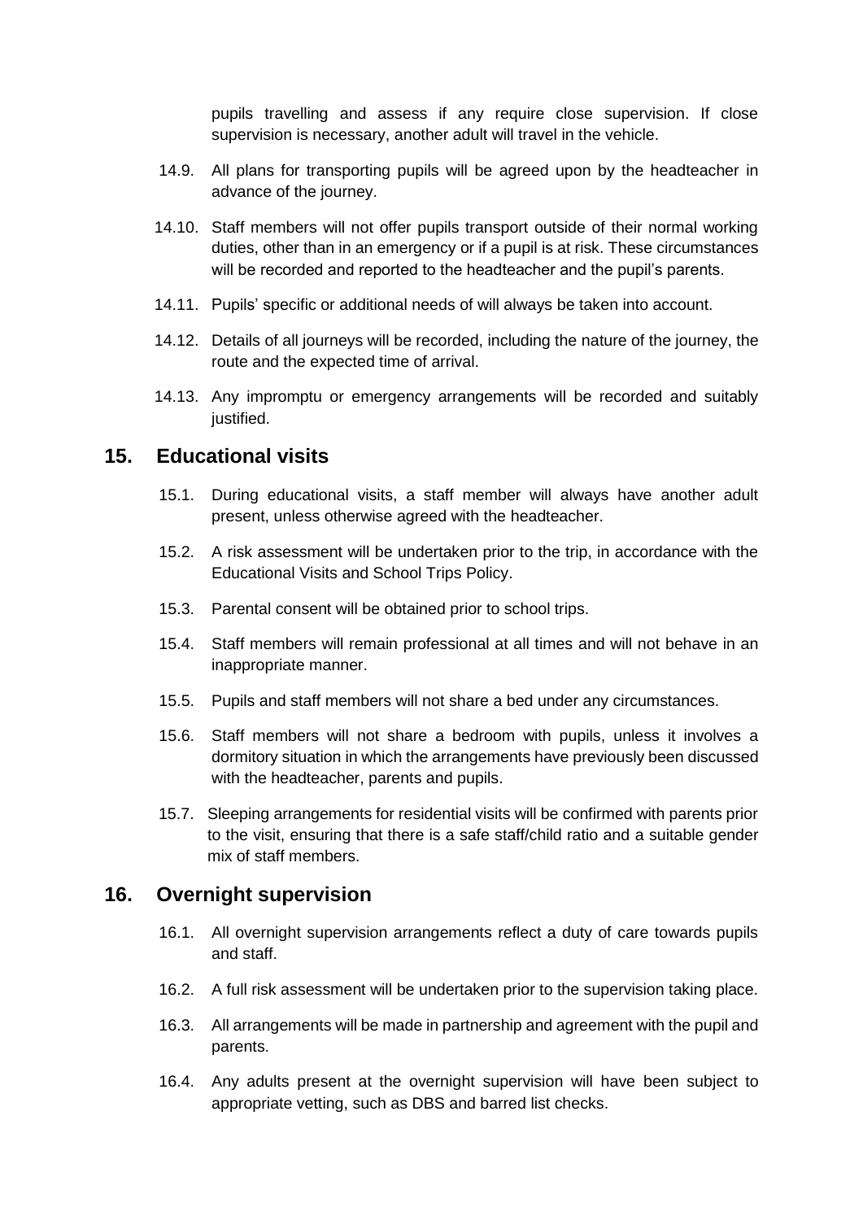pupils travelling and assess if any require close supervision. If close supervision is necessary, another adult will travel in the vehicle.

14.9. All plans for transporting pupils will be agreed upon by the headteacher in advance of the journey.

14.10. Staff members will not offer pupils transport outside of their normal working duties, other than in an emergency or if a pupil is at risk. These circumstances will be recorded and reported to the headteacher and the pupil's parents.

14.11. Pupils' specific or additional needs of will always be taken into account.

14.12. Details of all journeys will be recorded, including the nature of the journey, the route and the expected time of arrival.

14.13. Any impromptu or emergency arrangements will be recorded and suitably justified.

## 15. Educational visits

15.1. During educational visits, a staff member will always have another adult present, unless otherwise agreed with the headteacher.

15.2. A risk assessment will be undertaken prior to the trip, in accordance with the Educational Visits and School Trips Policy.

15.3. Parental consent will be obtained prior to school trips.

15.4. Staff members will remain professional at all times and will not behave in an inappropriate manner.

15.5. Pupils and staff members will not share a bed under any circumstances.

15.6. Staff members will not share a bedroom with pupils, unless it involves a dormitory situation in which the arrangements have previously been discussed with the headteacher, parents and pupils.

15.7. Sleeping arrangements for residential visits will be confirmed with parents prior to the visit, ensuring that there is a safe staff/child ratio and a suitable gender mix of staff members.

## 16. Overnight supervision

16.1. All overnight supervision arrangements reflect a duty of care towards pupils and staff.

16.2. A full risk assessment will be undertaken prior to the supervision taking place.

16.3. All arrangements will be made in partnership and agreement with the pupil and parents.

16.4. Any adults present at the overnight supervision will have been subject to appropriate vetting, such as DBS and barred list checks.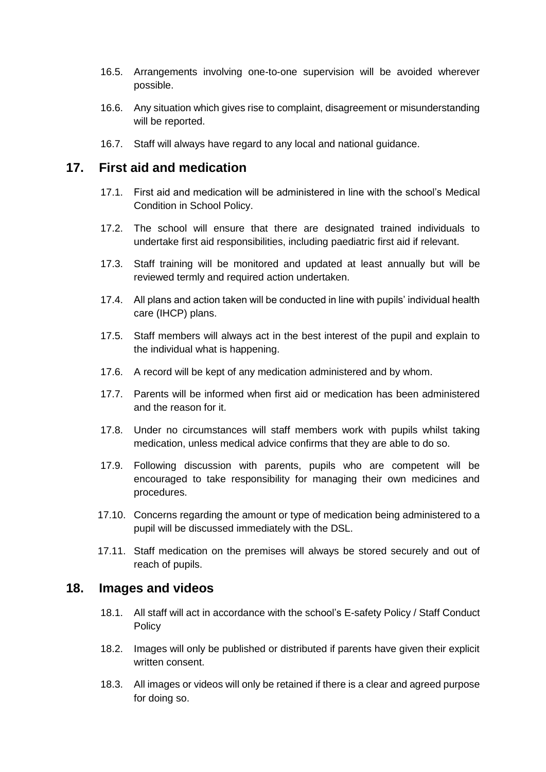16.5. Arrangements involving one-to-one supervision will be avoided wherever possible.

16.6. Any situation which gives rise to complaint, disagreement or misunderstanding will be reported.

16.7. Staff will always have regard to any local and national guidance.

## 17. First aid and medication

17.1. First aid and medication will be administered in line with the school's Medical Condition in School Policy.

17.2. The school will ensure that there are designated trained individuals to undertake first aid responsibilities, including paediatric first aid if relevant.

17.3. Staff training will be monitored and updated at least annually but will be reviewed termly and required action undertaken.

17.4. All plans and action taken will be conducted in line with pupils' individual health care (IHCP) plans.

17.5. Staff members will always act in the best interest of the pupil and explain to the individual what is happening.

17.6. A record will be kept of any medication administered and by whom.

17.7. Parents will be informed when first aid or medication has been administered and the reason for it.

17.8. Under no circumstances will staff members work with pupils whilst taking medication, unless medical advice confirms that they are able to do so.

17.9. Following discussion with parents, pupils who are competent will be encouraged to take responsibility for managing their own medicines and procedures.

17.10. Concerns regarding the amount or type of medication being administered to a pupil will be discussed immediately with the DSL.

17.11. Staff medication on the premises will always be stored securely and out of reach of pupils.

## 18. Images and videos

18.1. All staff will act in accordance with the school's E-safety Policy / Staff Conduct Policy

18.2. Images will only be published or distributed if parents have given their explicit written consent.

18.3. All images or videos will only be retained if there is a clear and agreed purpose for doing so.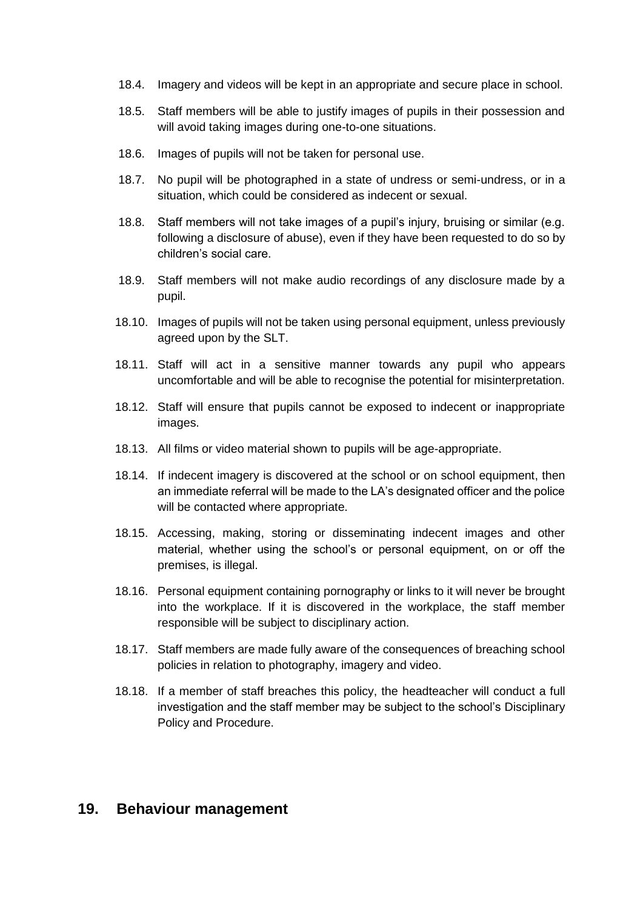18.4. Imagery and videos will be kept in an appropriate and secure place in school.

18.5. Staff members will be able to justify images of pupils in their possession and will avoid taking images during one-to-one situations.

18.6. Images of pupils will not be taken for personal use.

18.7. No pupil will be photographed in a state of undress or semi-undress, or in a situation, which could be considered as indecent or sexual.

18.8. Staff members will not take images of a pupil's injury, bruising or similar (e.g. following a disclosure of abuse), even if they have been requested to do so by children's social care.

18.9. Staff members will not make audio recordings of any disclosure made by a pupil.

18.10. Images of pupils will not be taken using personal equipment, unless previously agreed upon by the SLT.

18.11. Staff will act in a sensitive manner towards any pupil who appears uncomfortable and will be able to recognise the potential for misinterpretation.

18.12. Staff will ensure that pupils cannot be exposed to indecent or inappropriate images.

18.13. All films or video material shown to pupils will be age-appropriate.

18.14. If indecent imagery is discovered at the school or on school equipment, then an immediate referral will be made to the LA's designated officer and the police will be contacted where appropriate.

18.15. Accessing, making, storing or disseminating indecent images and other material, whether using the school's or personal equipment, on or off the premises, is illegal.

18.16. Personal equipment containing pornography or links to it will never be brought into the workplace. If it is discovered in the workplace, the staff member responsible will be subject to disciplinary action.

18.17. Staff members are made fully aware of the consequences of breaching school policies in relation to photography, imagery and video.

18.18. If a member of staff breaches this policy, the headteacher will conduct a full investigation and the staff member may be subject to the school's Disciplinary Policy and Procedure.

## 19. Behaviour management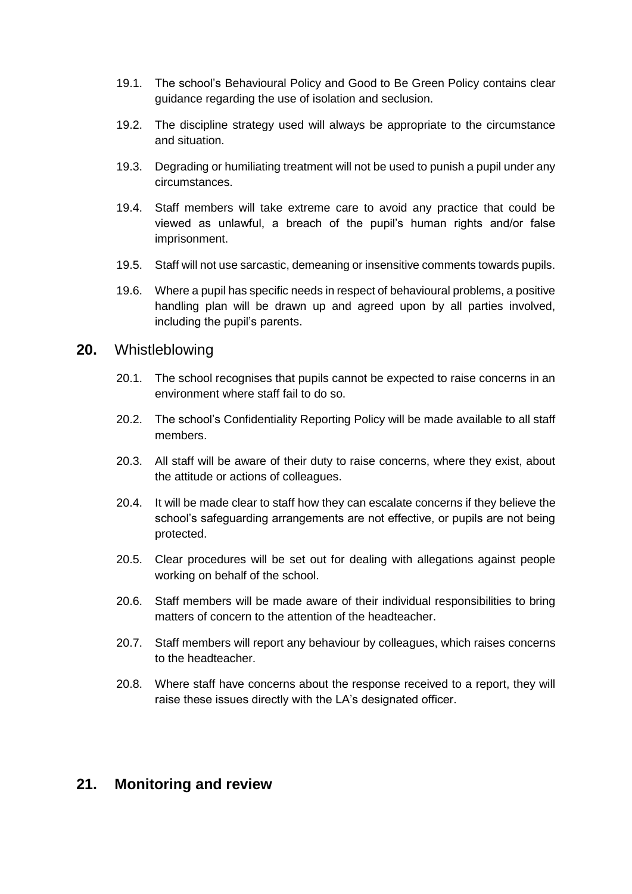19.1. The school's Behavioural Policy and Good to Be Green Policy contains clear guidance regarding the use of isolation and seclusion.

19.2. The discipline strategy used will always be appropriate to the circumstance and situation.

19.3. Degrading or humiliating treatment will not be used to punish a pupil under any circumstances.

19.4. Staff members will take extreme care to avoid any practice that could be viewed as unlawful, a breach of the pupil's human rights and/or false imprisonment.

19.5. Staff will not use sarcastic, demeaning or insensitive comments towards pupils.

19.6. Where a pupil has specific needs in respect of behavioural problems, a positive handling plan will be drawn up and agreed upon by all parties involved, including the pupil's parents.

## 20. Whistleblowing

20.1. The school recognises that pupils cannot be expected to raise concerns in an environment where staff fail to do so.

20.2. The school's Confidentiality Reporting Policy will be made available to all staff members.

20.3. All staff will be aware of their duty to raise concerns, where they exist, about the attitude or actions of colleagues.

20.4. It will be made clear to staff how they can escalate concerns if they believe the school's safeguarding arrangements are not effective, or pupils are not being protected.

20.5. Clear procedures will be set out for dealing with allegations against people working on behalf of the school.

20.6. Staff members will be made aware of their individual responsibilities to bring matters of concern to the attention of the headteacher.

20.7. Staff members will report any behaviour by colleagues, which raises concerns to the headteacher.

20.8. Where staff have concerns about the response received to a report, they will raise these issues directly with the LA's designated officer.

## 21. Monitoring and review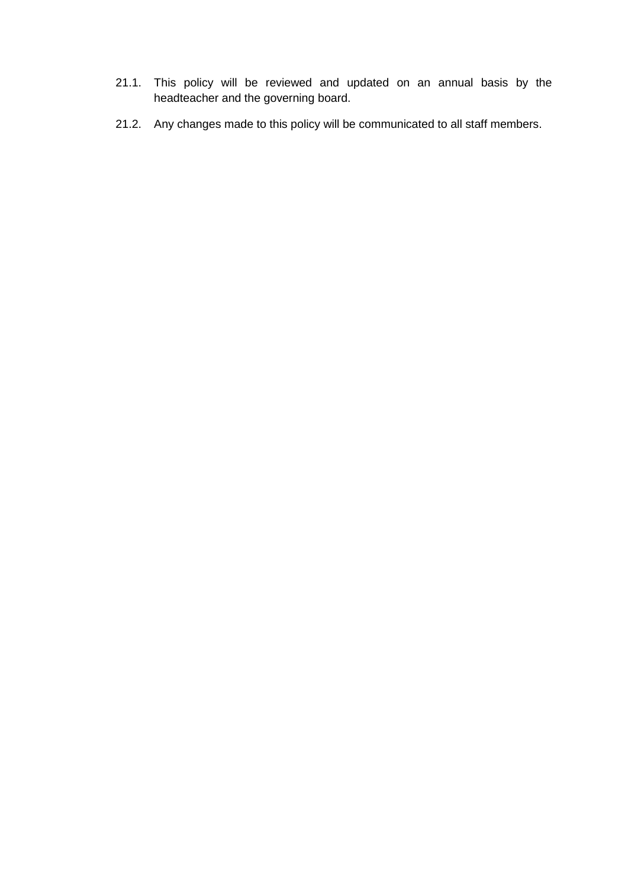21.1. This policy will be reviewed and updated on an annual basis by the headteacher and the governing board.

21.2. Any changes made to this policy will be communicated to all staff members.